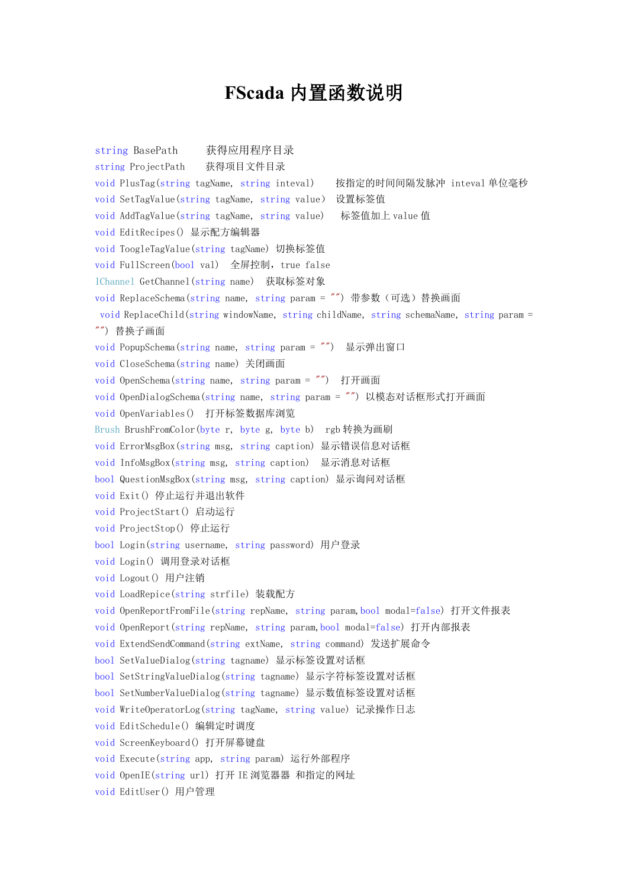# FScada 内置函数说明

string BasePath 获得应用程序目录

string ProjectPath 获得项目文件目录

void PlusTag(string tagName, string inteval) 按指定的时间间隔发脉冲 inteval 单位毫秒

void SetTagValue(string tagName, string value) 设置标签值

void AddTagValue(string tagName, string value) 标签值加上 value 值

void EditRecipes() 显示配方编辑器

void ToogleTagValue(string tagName) 切换标签值

void FullScreen(bool val) 全屏控制，true false

IChannel GetChannel(string name) 获取标签对象

void ReplaceSchema(string name, string param = "") 带参数（可选）替换画面

void ReplaceChild(string windowName, string childName, string schemaName, string param = "") 替换子画面

void PopupSchema(string name, string param = "") 显示弹出窗口

void CloseSchema(string name) 关闭画面

void OpenSchema(string name, string param = "") 打开画面

void OpenDialogSchema(string name, string param = "") 以模态对话框形式打开画面

void OpenVariables() 打开标签数据库浏览

Brush BrushFromColor(byte r, byte g, byte b) rgb 转换为画刷

void ErrorMsgBox(string msg, string caption) 显示错误信息对话框

void InfoMsgBox(string msg, string caption) 显示消息对话框

bool QuestionMsgBox(string msg, string caption) 显示询问对话框

void Exit() 停止运行并退出软件

void ProjectStart() 启动运行

void ProjectStop() 停止运行

bool Login(string username, string password) 用户登录

void Login() 调用登录对话框

void Logout() 用户注销

void LoadRepice(string strfile) 装载配方

void OpenReportFromFile(string repName, string param,bool modal=false) 打开文件报表

void OpenReport(string repName, string param,bool modal=false) 打开内部报表

void ExtendSendCommand(string extName, string command) 发送扩展命令

bool SetValueDialog(string tagname) 显示标签设置对话框

bool SetStringValueDialog(string tagname) 显示字符标签设置对话框

bool SetNumberValueDialog(string tagname) 显示数值标签设置对话框

void WriteOperatorLog(string tagName, string value) 记录操作日志

void EditSchedule() 编辑定时调度

void ScreenKeyboard() 打开屏幕键盘

void Execute(string app, string param) 运行外部程序

void OpenIE(string url) 打开 IE 浏览器器 和指定的网址

void EditUser() 用户管理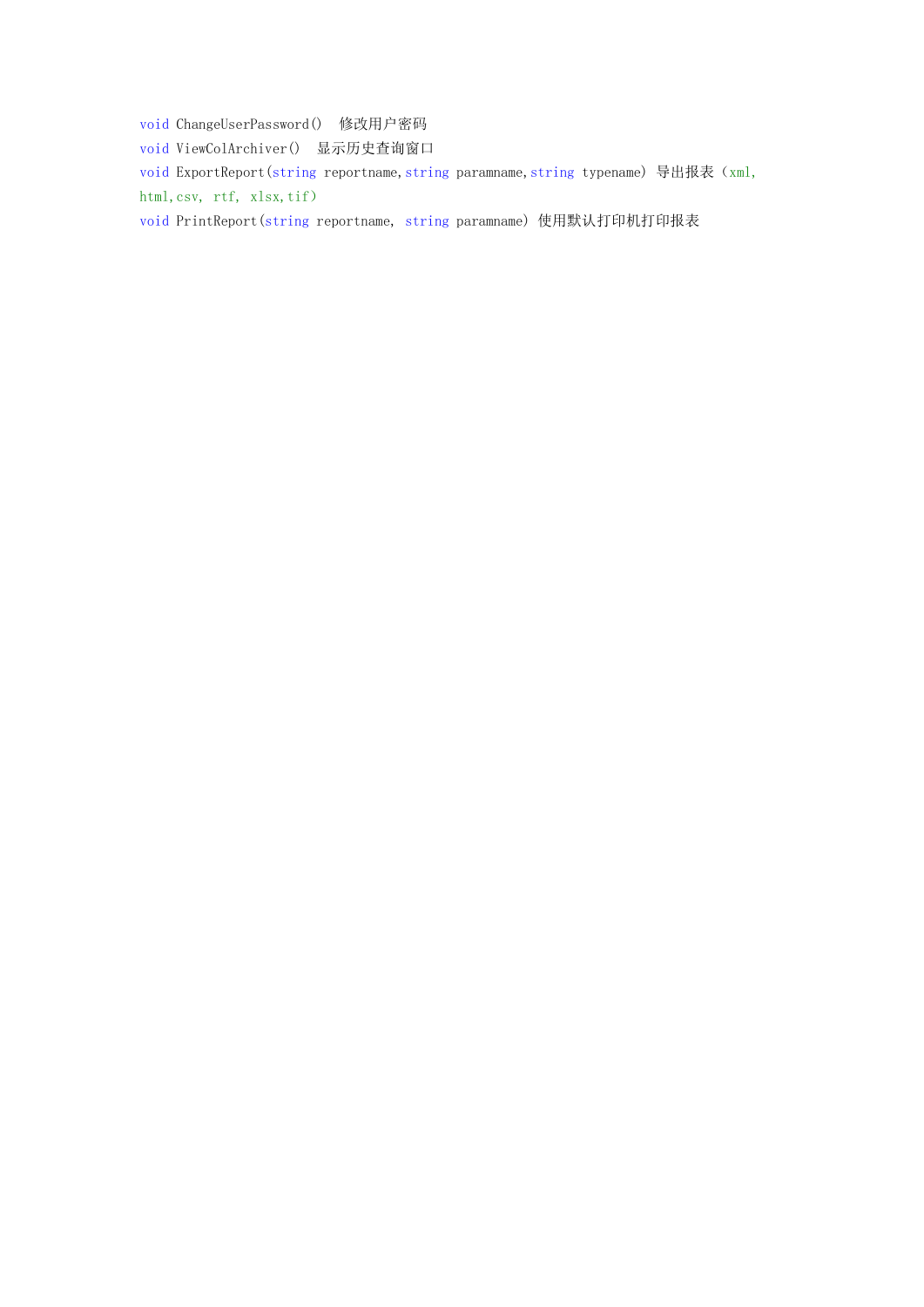void ChangeUserPassword()  修改用户密码

void ViewColArchiver()  显示历史查询窗口

void ExportReport(string reportname,string paramname,string typename) 导出报表（xml,html,csv, rtf, xlsx,tif）

void PrintReport(string reportname, string paramname) 使用默认打印机打印报表